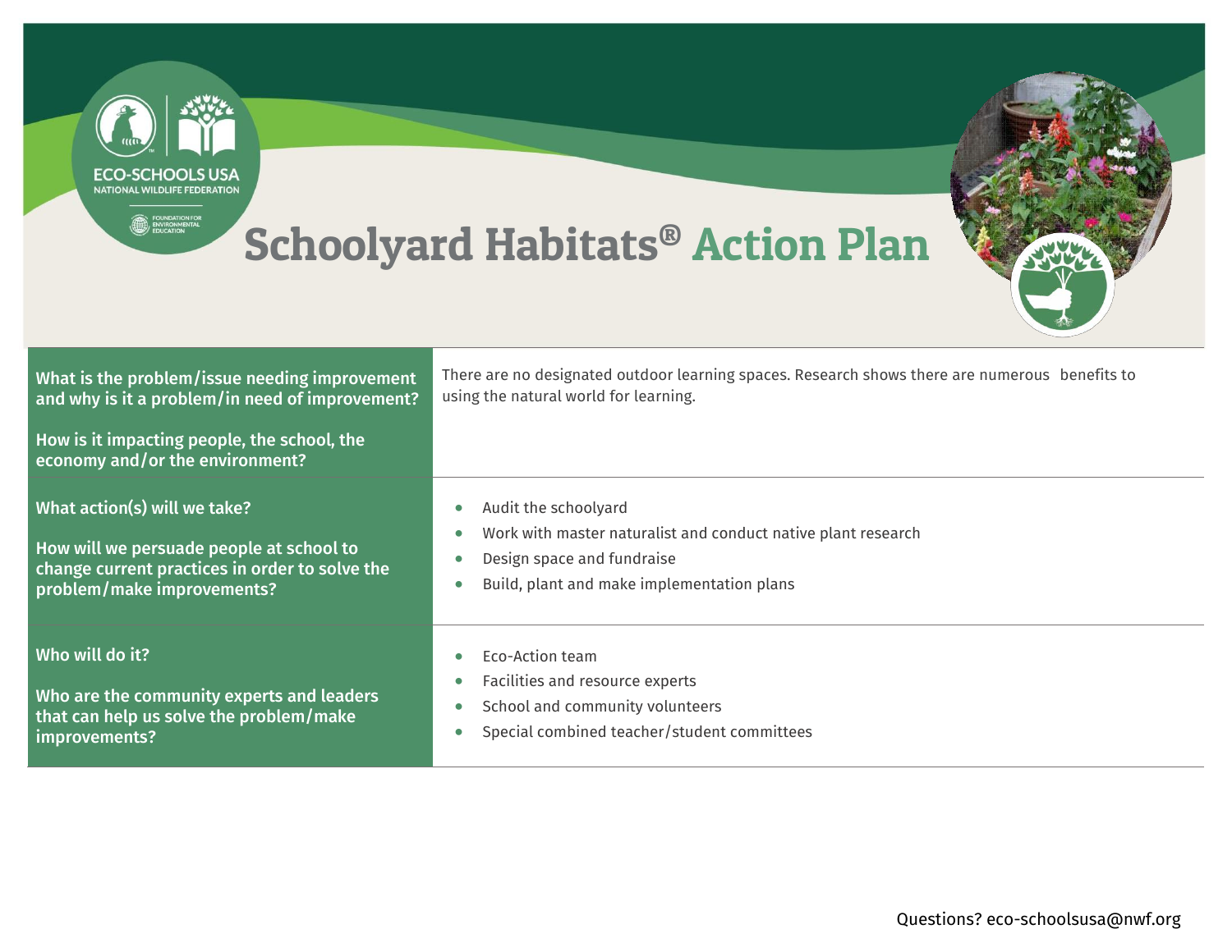# Schoolyard Habitats® Action Plan

| | |
|---|---|
| **What is the problem/issue needing improvement and why is it a problem/in need of improvement?**<br><br>**How is it impacting people, the school, the economy and/or the environment?** | There are no designated outdoor learning spaces. Research shows there are numerous benefits to using the natural world for learning. |
| **What action(s) will we take?**<br><br>**How will we persuade people at school to change current practices in order to solve the problem/make improvements?** | • Audit the schoolyard<br>• Work with master naturalist and conduct native plant research<br>• Design space and fundraise<br>• Build, plant and make implementation plans |
| **Who will do it?**<br><br>**Who are the community experts and leaders that can help us solve the problem/make improvements?** | • Eco-Action team<br>• Facilities and resource experts<br>• School and community volunteers<br>• Special combined teacher/student committees |

Questions? eco-schoolsusa@nwf.org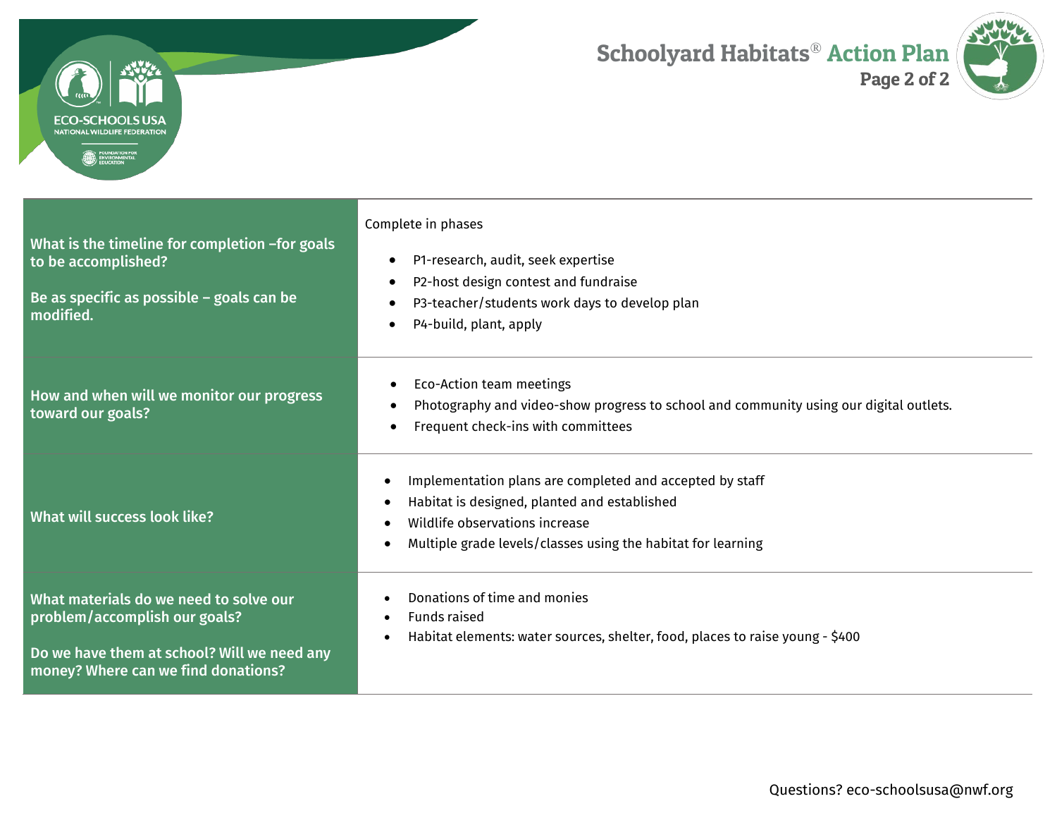| | |
|---|---|
| **What is the timeline for completion –for goals to be accomplished?**<br><br>**Be as specific as possible – goals can be modified.** | Complete in phases<br><br>• P1-research, audit, seek expertise<br>• P2-host design contest and fundraise<br>• P3-teacher/students work days to develop plan<br>• P4-build, plant, apply |
| **How and when will we monitor our progress toward our goals?** | • Eco-Action team meetings<br>• Photography and video-show progress to school and community using our digital outlets.<br>• Frequent check-ins with committees |
| **What will success look like?** | • Implementation plans are completed and accepted by staff<br>• Habitat is designed, planted and established<br>• Wildlife observations increase<br>• Multiple grade levels/classes using the habitat for learning |
| **What materials do we need to solve our problem/accomplish our goals?**<br><br>**Do we have them at school? Will we need any money? Where can we find donations?** | • Donations of time and monies<br>• Funds raised<br>• Habitat elements: water sources, shelter, food, places to raise young - $400 |

Questions? eco-schoolsusa@nwf.org